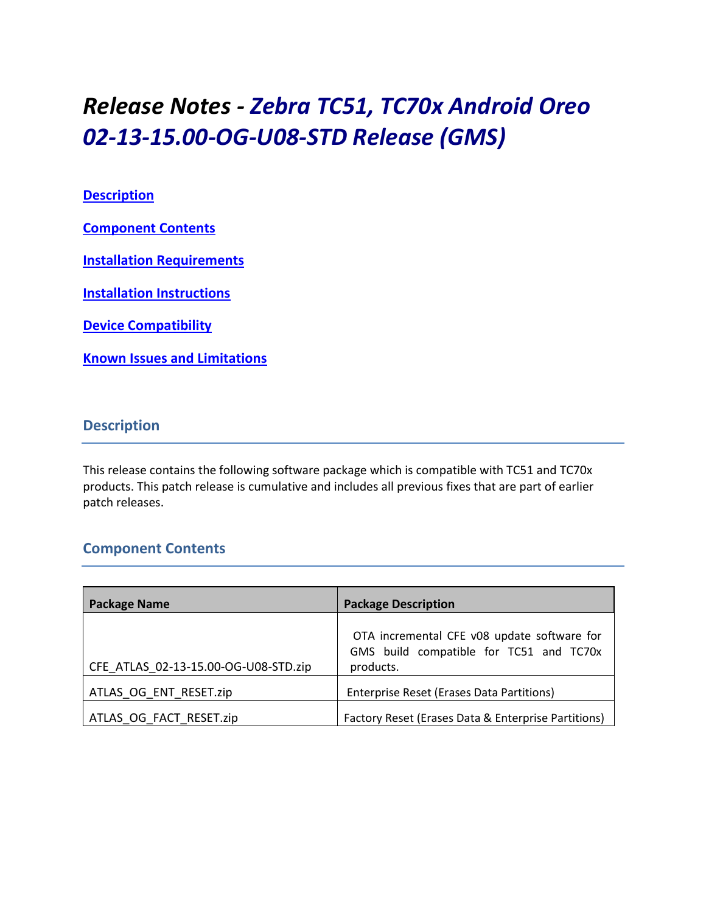# *Release Notes - Zebra TC51, TC70x Android Oreo 02-13-15.00-OG-U08-STD Release (GMS)*

[Description](#description)

[Component Contents](#component-contents)

[Installation Requirements](#installation-requirements)

[Installation Instructions](#installation-instructions)

[Device Compatibility](#device-compatibility)

[Known Issues and Limitations](#known-issues-and-limitations)

## Description

This release contains the following software package which is compatible with TC51 and TC70x products. This patch release is cumulative and includes all previous fixes that are part of earlier patch releases.

## Component Contents

| Package Name | Package Description |
| --- | --- |
| CFE_ATLAS_02-13-15.00-OG-U08-STD.zip | OTA incremental CFE v08 update software for GMS build compatible for TC51 and TC70x products. |
| ATLAS_OG_ENT_RESET.zip | Enterprise Reset (Erases Data Partitions) |
| ATLAS_OG_FACT_RESET.zip | Factory Reset (Erases Data & Enterprise Partitions) |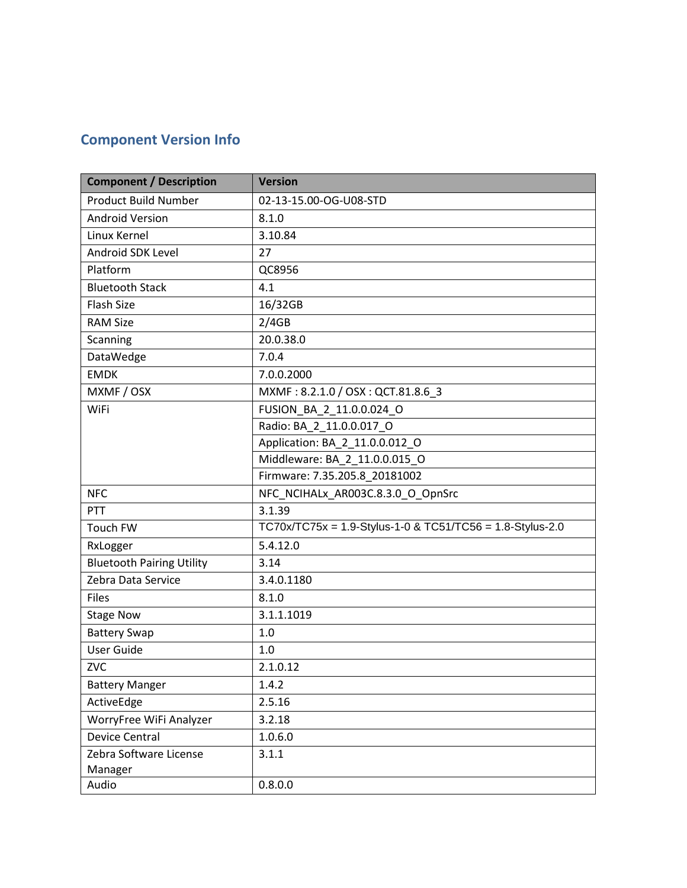## Component Version Info

| Component / Description | Version |
|---|---|
| Product Build Number | 02-13-15.00-OG-U08-STD |
| Android Version | 8.1.0 |
| Linux Kernel | 3.10.84 |
| Android SDK Level | 27 |
| Platform | QC8956 |
| Bluetooth Stack | 4.1 |
| Flash Size | 16/32GB |
| RAM Size | 2/4GB |
| Scanning | 20.0.38.0 |
| DataWedge | 7.0.4 |
| EMDK | 7.0.0.2000 |
| MXMF / OSX | MXMF : 8.2.1.0 / OSX : QCT.81.8.6_3 |
| WiFi | FUSION_BA_2_11.0.0.024_O |
| | Radio: BA_2_11.0.0.017_O |
| | Application: BA_2_11.0.0.012_O |
| | Middleware: BA_2_11.0.0.015_O |
| | Firmware: 7.35.205.8_20181002 |
| NFC | NFC_NCIHALx_AR003C.8.3.0_O_OpnSrc |
| PTT | 3.1.39 |
| Touch FW | TC70x/TC75x = 1.9-Stylus-1-0 & TC51/TC56 = 1.8-Stylus-2.0 |
| RxLogger | 5.4.12.0 |
| Bluetooth Pairing Utility | 3.14 |
| Zebra Data Service | 3.4.0.1180 |
| Files | 8.1.0 |
| Stage Now | 3.1.1.1019 |
| Battery Swap | 1.0 |
| User Guide | 1.0 |
| ZVC | 2.1.0.12 |
| Battery Manger | 1.4.2 |
| ActiveEdge | 2.5.16 |
| WorryFree WiFi Analyzer | 3.2.18 |
| Device Central | 1.0.6.0 |
| Zebra Software License Manager | 3.1.1 |
| Audio | 0.8.0.0 |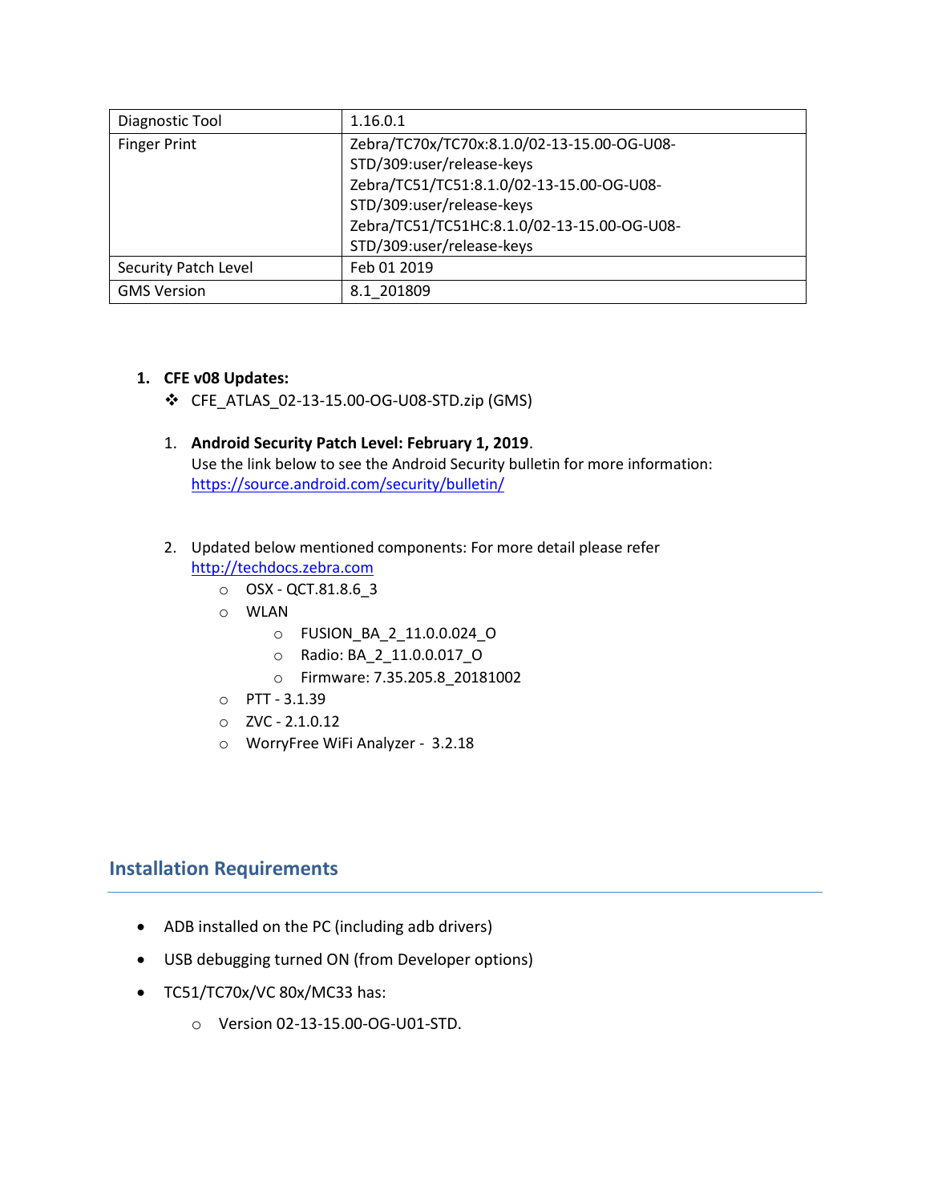| Diagnostic Tool | 1.16.0.1 |
| --- | --- |
| Finger Print | Zebra/TC70x/TC70x:8.1.0/02-13-15.00-OG-U08-STD/309:user/release-keys<br>Zebra/TC51/TC51:8.1.0/02-13-15.00-OG-U08-STD/309:user/release-keys<br>Zebra/TC51/TC51HC:8.1.0/02-13-15.00-OG-U08-STD/309:user/release-keys |
| Security Patch Level | Feb 01 2019 |
| GMS Version | 8.1_201809 |

1. **CFE v08 Updates:**
   - CFE_ATLAS_02-13-15.00-OG-U08-STD.zip (GMS)

   1. **Android Security Patch Level: February 1, 2019**.
      Use the link below to see the Android Security bulletin for more information: [https://source.android.com/security/bulletin/](https://source.android.com/security/bulletin/)

   2. Updated below mentioned components: For more detail please refer [http://techdocs.zebra.com](http://techdocs.zebra.com)
      - OSX - QCT.81.8.6_3
      - WLAN
        - FUSION_BA_2_11.0.0.024_O
        - Radio: BA_2_11.0.0.017_O
        - Firmware: 7.35.205.8_20181002
      - PTT - 3.1.39
      - ZVC - 2.1.0.12
      - WorryFree WiFi Analyzer - 3.2.18

## Installation Requirements

- ADB installed on the PC (including adb drivers)
- USB debugging turned ON (from Developer options)
- TC51/TC70x/VC 80x/MC33 has:
  - Version 02-13-15.00-OG-U01-STD.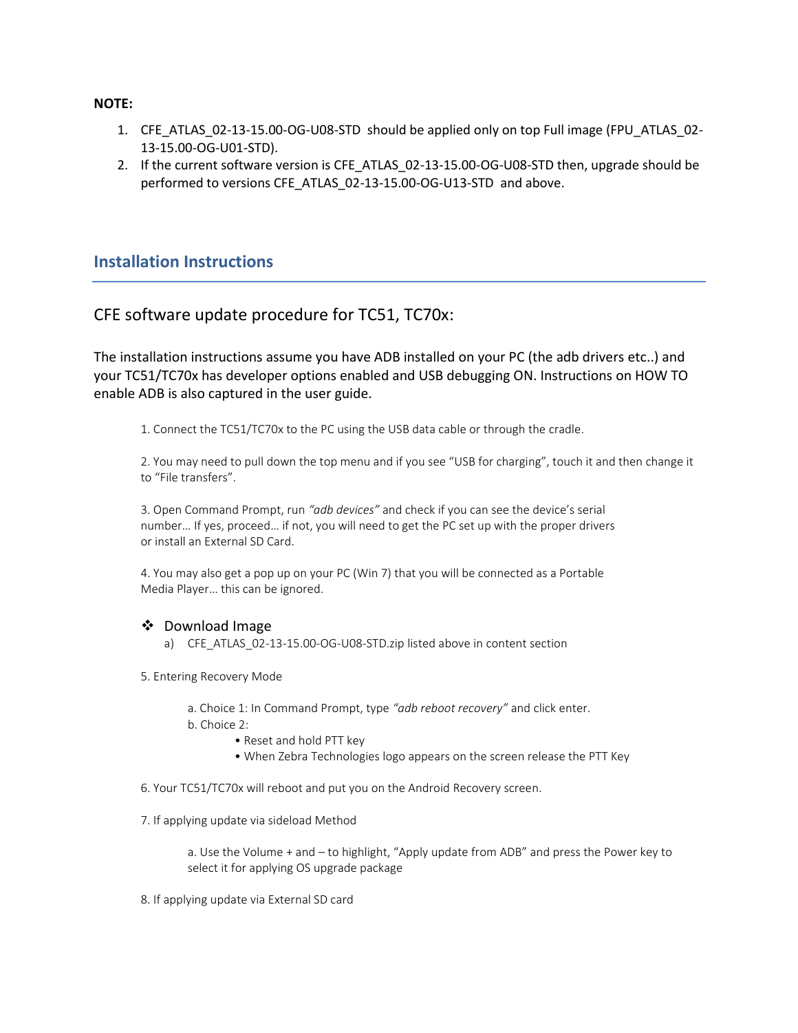**NOTE:**

1. CFE_ATLAS_02-13-15.00-OG-U08-STD should be applied only on top Full image (FPU_ATLAS_02-13-15.00-OG-U01-STD).
2. If the current software version is CFE_ATLAS_02-13-15.00-OG-U08-STD then, upgrade should be performed to versions CFE_ATLAS_02-13-15.00-OG-U13-STD and above.

## Installation Instructions

### CFE software update procedure for TC51, TC70x:

The installation instructions assume you have ADB installed on your PC (the adb drivers etc..) and your TC51/TC70x has developer options enabled and USB debugging ON. Instructions on HOW TO enable ADB is also captured in the user guide.

1. Connect the TC51/TC70x to the PC using the USB data cable or through the cradle.

2. You may need to pull down the top menu and if you see "USB for charging", touch it and then change it to "File transfers".

3. Open Command Prompt, run *"adb devices"* and check if you can see the device's serial number… If yes, proceed… if not, you will need to get the PC set up with the proper drivers or install an External SD Card.

4. You may also get a pop up on your PC (Win 7) that you will be connected as a Portable Media Player… this can be ignored.

❖ Download Image
   a) CFE_ATLAS_02-13-15.00-OG-U08-STD.zip listed above in content section

5. Entering Recovery Mode

   a. Choice 1: In Command Prompt, type *"adb reboot recovery"* and click enter.
   b. Choice 2:
      - Reset and hold PTT key
      - When Zebra Technologies logo appears on the screen release the PTT Key

6. Your TC51/TC70x will reboot and put you on the Android Recovery screen.

7. If applying update via sideload Method

   a. Use the Volume + and – to highlight, "Apply update from ADB" and press the Power key to select it for applying OS upgrade package

8. If applying update via External SD card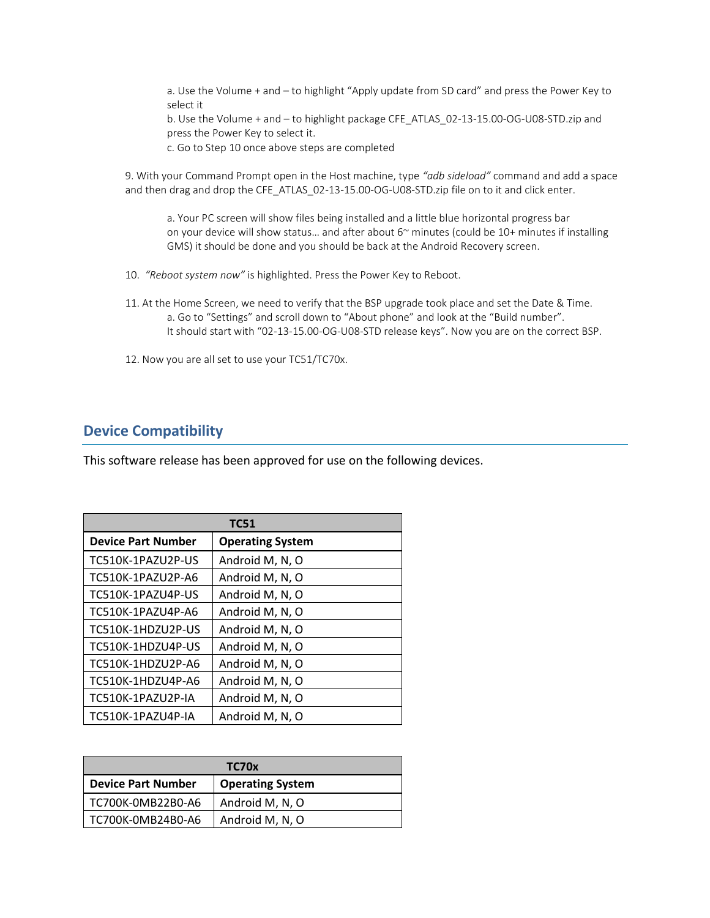a. Use the Volume + and – to highlight "Apply update from SD card" and press the Power Key to select it

b. Use the Volume + and – to highlight package CFE_ATLAS_02-13-15.00-OG-U08-STD.zip and press the Power Key to select it.

c. Go to Step 10 once above steps are completed

9. With your Command Prompt open in the Host machine, type *"adb sideload"* command and add a space and then drag and drop the CFE_ATLAS_02-13-15.00-OG-U08-STD.zip file on to it and click enter.

   a. Your PC screen will show files being installed and a little blue horizontal progress bar on your device will show status… and after about 6~ minutes (could be 10+ minutes if installing GMS) it should be done and you should be back at the Android Recovery screen.

10. *"Reboot system now"* is highlighted. Press the Power Key to Reboot.

11. At the Home Screen, we need to verify that the BSP upgrade took place and set the Date & Time.

   a. Go to "Settings" and scroll down to "About phone" and look at the "Build number". It should start with "02-13-15.00-OG-U08-STD release keys". Now you are on the correct BSP.

12. Now you are all set to use your TC51/TC70x.

## Device Compatibility

This software release has been approved for use on the following devices.

| TC51 | |
|---|---|
| **Device Part Number** | **Operating System** |
| TC510K-1PAZU2P-US | Android M, N, O |
| TC510K-1PAZU2P-A6 | Android M, N, O |
| TC510K-1PAZU4P-US | Android M, N, O |
| TC510K-1PAZU4P-A6 | Android M, N, O |
| TC510K-1HDZU2P-US | Android M, N, O |
| TC510K-1HDZU4P-US | Android M, N, O |
| TC510K-1HDZU2P-A6 | Android M, N, O |
| TC510K-1HDZU4P-A6 | Android M, N, O |
| TC510K-1PAZU2P-IA | Android M, N, O |
| TC510K-1PAZU4P-IA | Android M, N, O |

| TC70x | |
|---|---|
| **Device Part Number** | **Operating System** |
| TC700K-0MB22B0-A6 | Android M, N, O |
| TC700K-0MB24B0-A6 | Android M, N, O |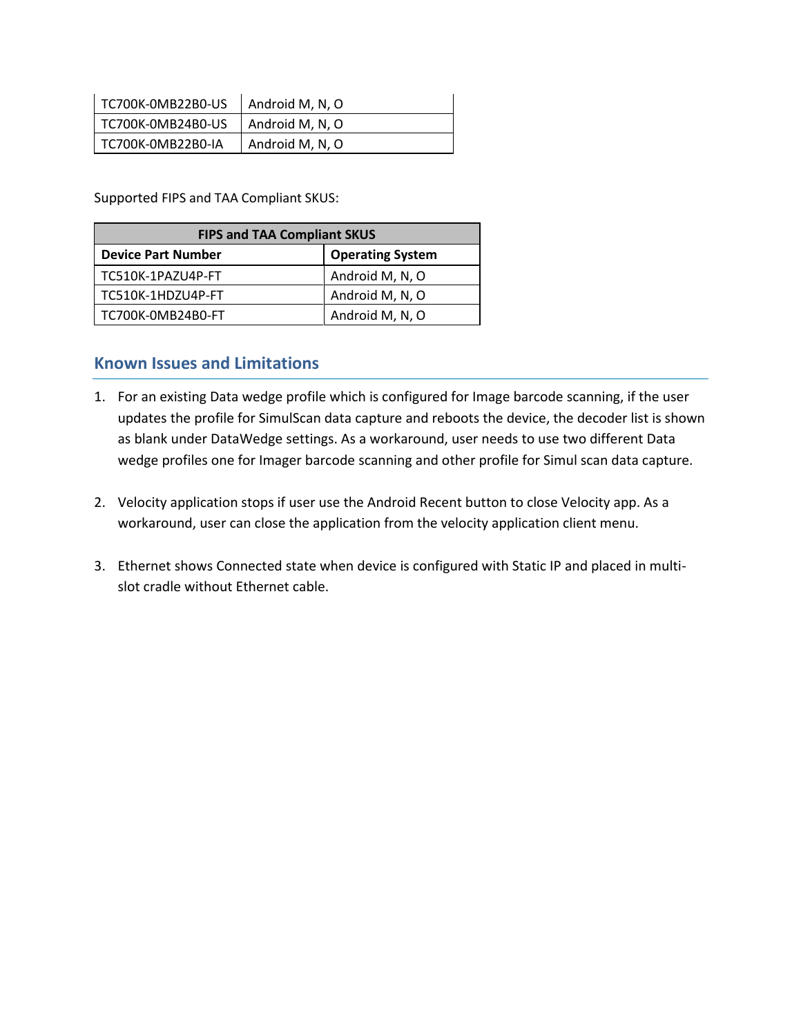| | |
|---|---|
| TC700K-0MB22B0-US | Android M, N, O |
| TC700K-0MB24B0-US | Android M, N, O |
| TC700K-0MB22B0-IA | Android M, N, O |

Supported FIPS and TAA Compliant SKUS:

| FIPS and TAA Compliant SKUS | |
|---|---|
| **Device Part Number** | **Operating System** |
| TC510K-1PAZU4P-FT | Android M, N, O |
| TC510K-1HDZU4P-FT | Android M, N, O |
| TC700K-0MB24B0-FT | Android M, N, O |

## Known Issues and Limitations

1. For an existing Data wedge profile which is configured for Image barcode scanning, if the user updates the profile for SimulScan data capture and reboots the device, the decoder list is shown as blank under DataWedge settings. As a workaround, user needs to use two different Data wedge profiles one for Imager barcode scanning and other profile for Simul scan data capture.

2. Velocity application stops if user use the Android Recent button to close Velocity app. As a workaround, user can close the application from the velocity application client menu.

3. Ethernet shows Connected state when device is configured with Static IP and placed in multi-slot cradle without Ethernet cable.